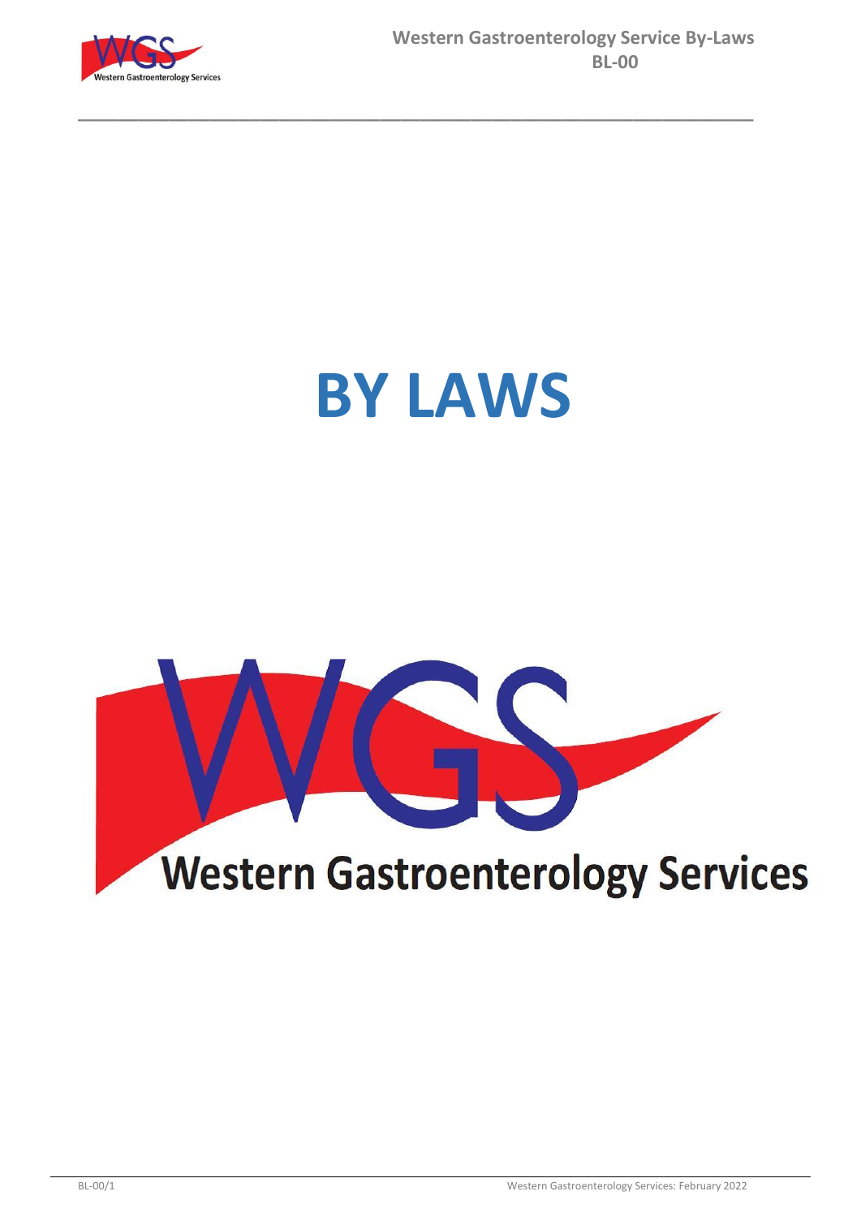# BY LAWS

Western Gastroenterology Services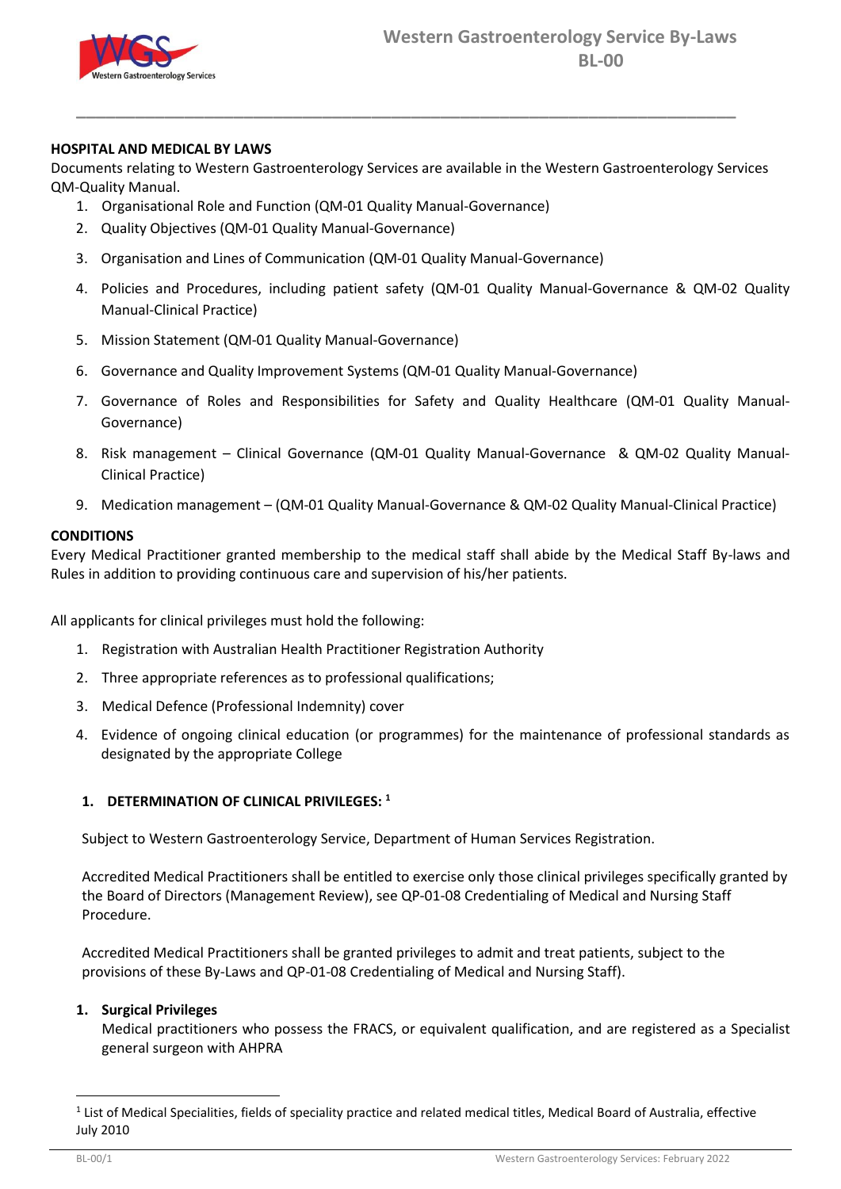## HOSPITAL AND MEDICAL BY LAWS

Documents relating to Western Gastroenterology Services are available in the Western Gastroenterology Services QM-Quality Manual.

1. Organisational Role and Function (QM-01 Quality Manual-Governance)
2. Quality Objectives (QM-01 Quality Manual-Governance)
3. Organisation and Lines of Communication (QM-01 Quality Manual-Governance)
4. Policies and Procedures, including patient safety (QM-01 Quality Manual-Governance & QM-02 Quality Manual-Clinical Practice)
5. Mission Statement (QM-01 Quality Manual-Governance)
6. Governance and Quality Improvement Systems (QM-01 Quality Manual-Governance)
7. Governance of Roles and Responsibilities for Safety and Quality Healthcare (QM-01 Quality Manual-Governance)
8. Risk management – Clinical Governance (QM-01 Quality Manual-Governance & QM-02 Quality Manual-Clinical Practice)
9. Medication management – (QM-01 Quality Manual-Governance & QM-02 Quality Manual-Clinical Practice)

## CONDITIONS

Every Medical Practitioner granted membership to the medical staff shall abide by the Medical Staff By-laws and Rules in addition to providing continuous care and supervision of his/her patients.

All applicants for clinical privileges must hold the following:

1. Registration with Australian Health Practitioner Registration Authority
2. Three appropriate references as to professional qualifications;
3. Medical Defence (Professional Indemnity) cover
4. Evidence of ongoing clinical education (or programmes) for the maintenance of professional standards as designated by the appropriate College

### 1. DETERMINATION OF CLINICAL PRIVILEGES: [1]

Subject to Western Gastroenterology Service, Department of Human Services Registration.

Accredited Medical Practitioners shall be entitled to exercise only those clinical privileges specifically granted by the Board of Directors (Management Review), see QP-01-08 Credentialing of Medical and Nursing Staff Procedure.

Accredited Medical Practitioners shall be granted privileges to admit and treat patients, subject to the provisions of these By-Laws and QP-01-08 Credentialing of Medical and Nursing Staff).

1. **Surgical Privileges**
   Medical practitioners who possess the FRACS, or equivalent qualification, and are registered as a Specialist general surgeon with AHPRA

---

[1] List of Medical Specialities, fields of speciality practice and related medical titles, Medical Board of Australia, effective July 2010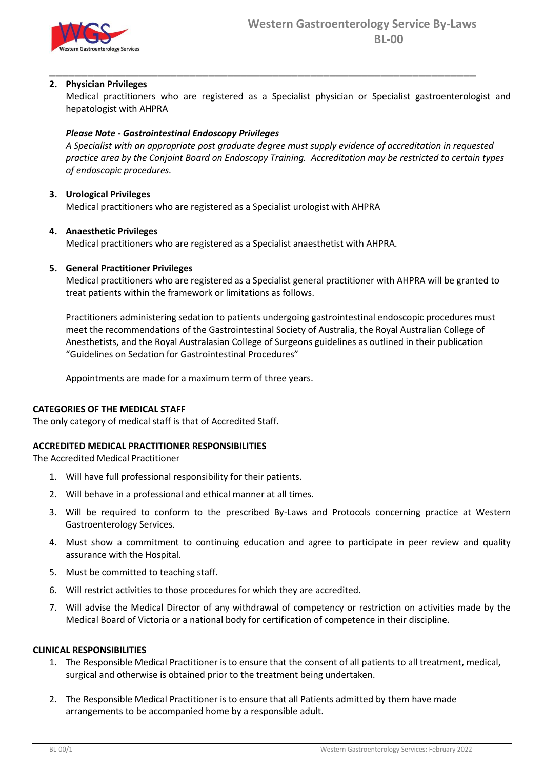2. **Physician Privileges**
   Medical practitioners who are registered as a Specialist physician or Specialist gastroenterologist and hepatologist with AHPRA

   ***Please Note - Gastrointestinal Endoscopy Privileges***
   *A Specialist with an appropriate post graduate degree must supply evidence of accreditation in requested practice area by the Conjoint Board on Endoscopy Training. Accreditation may be restricted to certain types of endoscopic procedures.*

3. **Urological Privileges**
   Medical practitioners who are registered as a Specialist urologist with AHPRA

4. **Anaesthetic Privileges**
   Medical practitioners who are registered as a Specialist anaesthetist with AHPRA.

5. **General Practitioner Privileges**
   Medical practitioners who are registered as a Specialist general practitioner with AHPRA will be granted to treat patients within the framework or limitations as follows.

   Practitioners administering sedation to patients undergoing gastrointestinal endoscopic procedures must meet the recommendations of the Gastrointestinal Society of Australia, the Royal Australian College of Anesthetists, and the Royal Australasian College of Surgeons guidelines as outlined in their publication "Guidelines on Sedation for Gastrointestinal Procedures"

   Appointments are made for a maximum term of three years.

**CATEGORIES OF THE MEDICAL STAFF**

The only category of medical staff is that of Accredited Staff.

**ACCREDITED MEDICAL PRACTITIONER RESPONSIBILITIES**

The Accredited Medical Practitioner

1. Will have full professional responsibility for their patients.
2. Will behave in a professional and ethical manner at all times.
3. Will be required to conform to the prescribed By-Laws and Protocols concerning practice at Western Gastroenterology Services.
4. Must show a commitment to continuing education and agree to participate in peer review and quality assurance with the Hospital.
5. Must be committed to teaching staff.
6. Will restrict activities to those procedures for which they are accredited.
7. Will advise the Medical Director of any withdrawal of competency or restriction on activities made by the Medical Board of Victoria or a national body for certification of competence in their discipline.

**CLINICAL RESPONSIBILITIES**

1. The Responsible Medical Practitioner is to ensure that the consent of all patients to all treatment, medical, surgical and otherwise is obtained prior to the treatment being undertaken.

2. The Responsible Medical Practitioner is to ensure that all Patients admitted by them have made arrangements to be accompanied home by a responsible adult.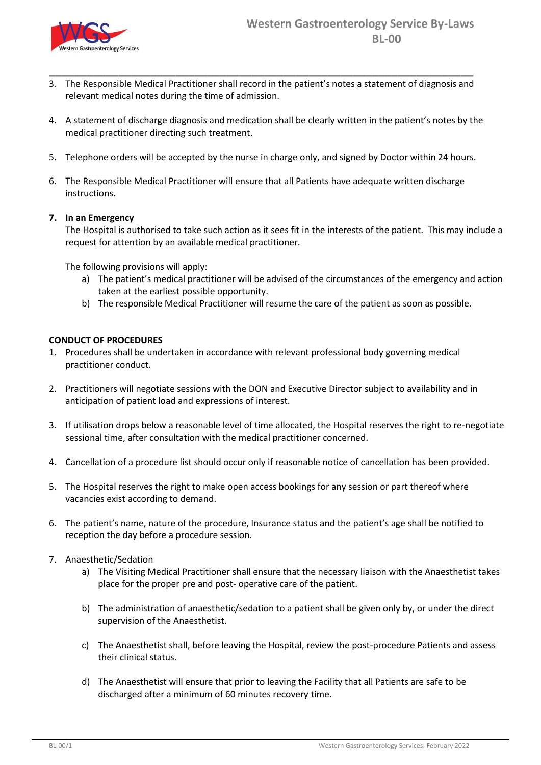3. The Responsible Medical Practitioner shall record in the patient's notes a statement of diagnosis and relevant medical notes during the time of admission.

4. A statement of discharge diagnosis and medication shall be clearly written in the patient's notes by the medical practitioner directing such treatment.

5. Telephone orders will be accepted by the nurse in charge only, and signed by Doctor within 24 hours.

6. The Responsible Medical Practitioner will ensure that all Patients have adequate written discharge instructions.

7. **In an Emergency**
   The Hospital is authorised to take such action as it sees fit in the interests of the patient. This may include a request for attention by an available medical practitioner.

   The following provisions will apply:
   a) The patient's medical practitioner will be advised of the circumstances of the emergency and action taken at the earliest possible opportunity.
   b) The responsible Medical Practitioner will resume the care of the patient as soon as possible.

**CONDUCT OF PROCEDURES**

1. Procedures shall be undertaken in accordance with relevant professional body governing medical practitioner conduct.

2. Practitioners will negotiate sessions with the DON and Executive Director subject to availability and in anticipation of patient load and expressions of interest.

3. If utilisation drops below a reasonable level of time allocated, the Hospital reserves the right to re-negotiate sessional time, after consultation with the medical practitioner concerned.

4. Cancellation of a procedure list should occur only if reasonable notice of cancellation has been provided.

5. The Hospital reserves the right to make open access bookings for any session or part thereof where vacancies exist according to demand.

6. The patient's name, nature of the procedure, Insurance status and the patient's age shall be notified to reception the day before a procedure session.

7. Anaesthetic/Sedation
   a) The Visiting Medical Practitioner shall ensure that the necessary liaison with the Anaesthetist takes place for the proper pre and post- operative care of the patient.

   b) The administration of anaesthetic/sedation to a patient shall be given only by, or under the direct supervision of the Anaesthetist.

   c) The Anaesthetist shall, before leaving the Hospital, review the post-procedure Patients and assess their clinical status.

   d) The Anaesthetist will ensure that prior to leaving the Facility that all Patients are safe to be discharged after a minimum of 60 minutes recovery time.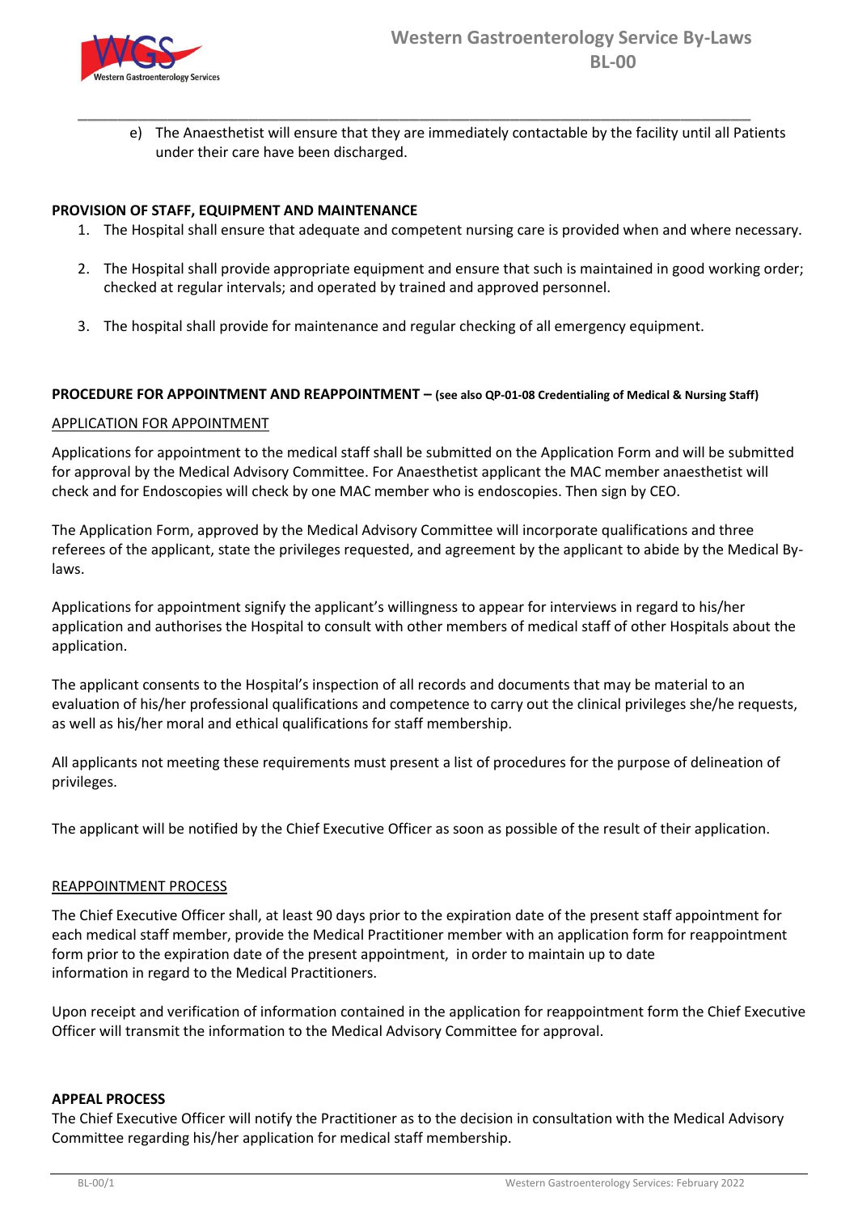e) The Anaesthetist will ensure that they are immediately contactable by the facility until all Patients under their care have been discharged.

**PROVISION OF STAFF, EQUIPMENT AND MAINTENANCE**

1. The Hospital shall ensure that adequate and competent nursing care is provided when and where necessary.
2. The Hospital shall provide appropriate equipment and ensure that such is maintained in good working order; checked at regular intervals; and operated by trained and approved personnel.
3. The hospital shall provide for maintenance and regular checking of all emergency equipment.

**PROCEDURE FOR APPOINTMENT AND REAPPOINTMENT – (see also QP-01-08 Credentialing of Medical & Nursing Staff)**

APPLICATION FOR APPOINTMENT

Applications for appointment to the medical staff shall be submitted on the Application Form and will be submitted for approval by the Medical Advisory Committee. For Anaesthetist applicant the MAC member anaesthetist will check and for Endoscopies will check by one MAC member who is endoscopies. Then sign by CEO.

The Application Form, approved by the Medical Advisory Committee will incorporate qualifications and three referees of the applicant, state the privileges requested, and agreement by the applicant to abide by the Medical By-laws.

Applications for appointment signify the applicant's willingness to appear for interviews in regard to his/her application and authorises the Hospital to consult with other members of medical staff of other Hospitals about the application.

The applicant consents to the Hospital's inspection of all records and documents that may be material to an evaluation of his/her professional qualifications and competence to carry out the clinical privileges she/he requests, as well as his/her moral and ethical qualifications for staff membership.

All applicants not meeting these requirements must present a list of procedures for the purpose of delineation of privileges.

The applicant will be notified by the Chief Executive Officer as soon as possible of the result of their application.

REAPPOINTMENT PROCESS

The Chief Executive Officer shall, at least 90 days prior to the expiration date of the present staff appointment for each medical staff member, provide the Medical Practitioner member with an application form for reappointment form prior to the expiration date of the present appointment, in order to maintain up to date information in regard to the Medical Practitioners.

Upon receipt and verification of information contained in the application for reappointment form the Chief Executive Officer will transmit the information to the Medical Advisory Committee for approval.

**APPEAL PROCESS**

The Chief Executive Officer will notify the Practitioner as to the decision in consultation with the Medical Advisory Committee regarding his/her application for medical staff membership.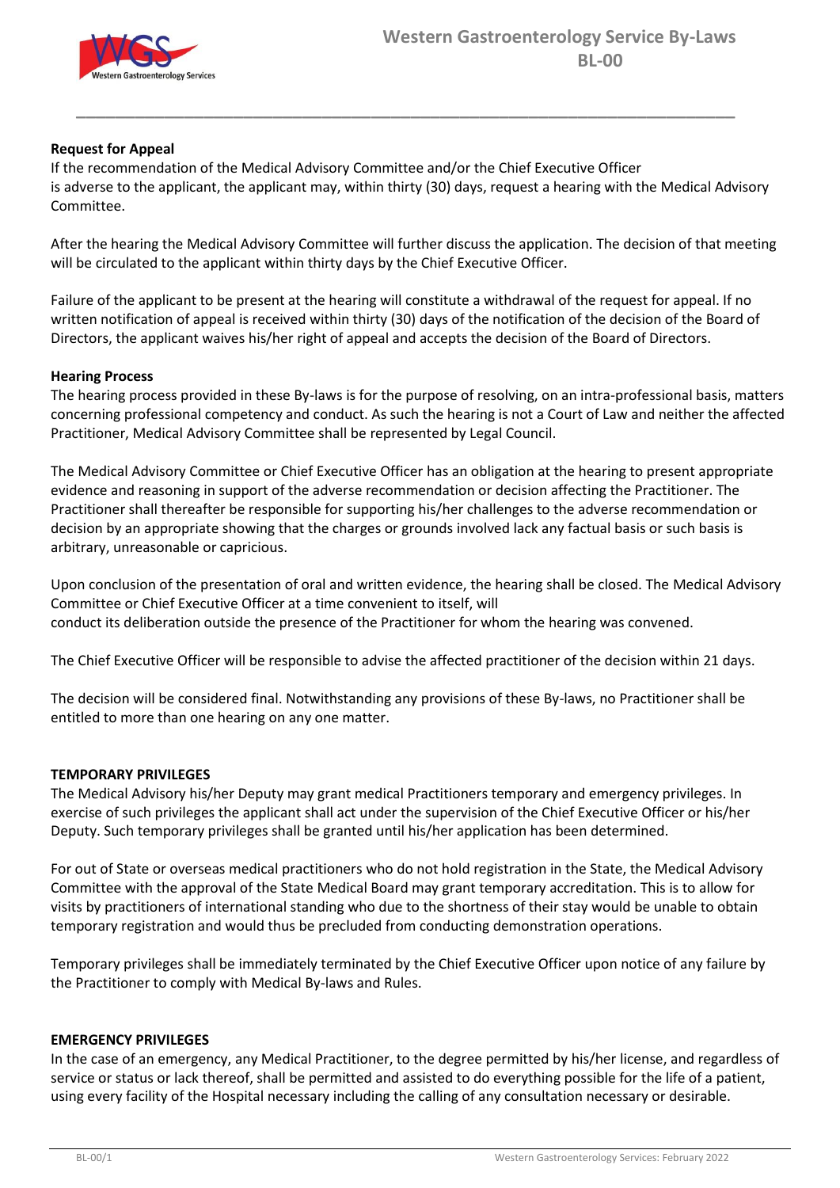**Request for Appeal**

If the recommendation of the Medical Advisory Committee and/or the Chief Executive Officer is adverse to the applicant, the applicant may, within thirty (30) days, request a hearing with the Medical Advisory Committee.

After the hearing the Medical Advisory Committee will further discuss the application. The decision of that meeting will be circulated to the applicant within thirty days by the Chief Executive Officer.

Failure of the applicant to be present at the hearing will constitute a withdrawal of the request for appeal. If no written notification of appeal is received within thirty (30) days of the notification of the decision of the Board of Directors, the applicant waives his/her right of appeal and accepts the decision of the Board of Directors.

**Hearing Process**

The hearing process provided in these By-laws is for the purpose of resolving, on an intra-professional basis, matters concerning professional competency and conduct. As such the hearing is not a Court of Law and neither the affected Practitioner, Medical Advisory Committee shall be represented by Legal Council.

The Medical Advisory Committee or Chief Executive Officer has an obligation at the hearing to present appropriate evidence and reasoning in support of the adverse recommendation or decision affecting the Practitioner. The Practitioner shall thereafter be responsible for supporting his/her challenges to the adverse recommendation or decision by an appropriate showing that the charges or grounds involved lack any factual basis or such basis is arbitrary, unreasonable or capricious.

Upon conclusion of the presentation of oral and written evidence, the hearing shall be closed. The Medical Advisory Committee or Chief Executive Officer at a time convenient to itself, will conduct its deliberation outside the presence of the Practitioner for whom the hearing was convened.

The Chief Executive Officer will be responsible to advise the affected practitioner of the decision within 21 days.

The decision will be considered final. Notwithstanding any provisions of these By-laws, no Practitioner shall be entitled to more than one hearing on any one matter.

**TEMPORARY PRIVILEGES**

The Medical Advisory his/her Deputy may grant medical Practitioners temporary and emergency privileges. In exercise of such privileges the applicant shall act under the supervision of the Chief Executive Officer or his/her Deputy. Such temporary privileges shall be granted until his/her application has been determined.

For out of State or overseas medical practitioners who do not hold registration in the State, the Medical Advisory Committee with the approval of the State Medical Board may grant temporary accreditation. This is to allow for visits by practitioners of international standing who due to the shortness of their stay would be unable to obtain temporary registration and would thus be precluded from conducting demonstration operations.

Temporary privileges shall be immediately terminated by the Chief Executive Officer upon notice of any failure by the Practitioner to comply with Medical By-laws and Rules.

**EMERGENCY PRIVILEGES**

In the case of an emergency, any Medical Practitioner, to the degree permitted by his/her license, and regardless of service or status or lack thereof, shall be permitted and assisted to do everything possible for the life of a patient, using every facility of the Hospital necessary including the calling of any consultation necessary or desirable.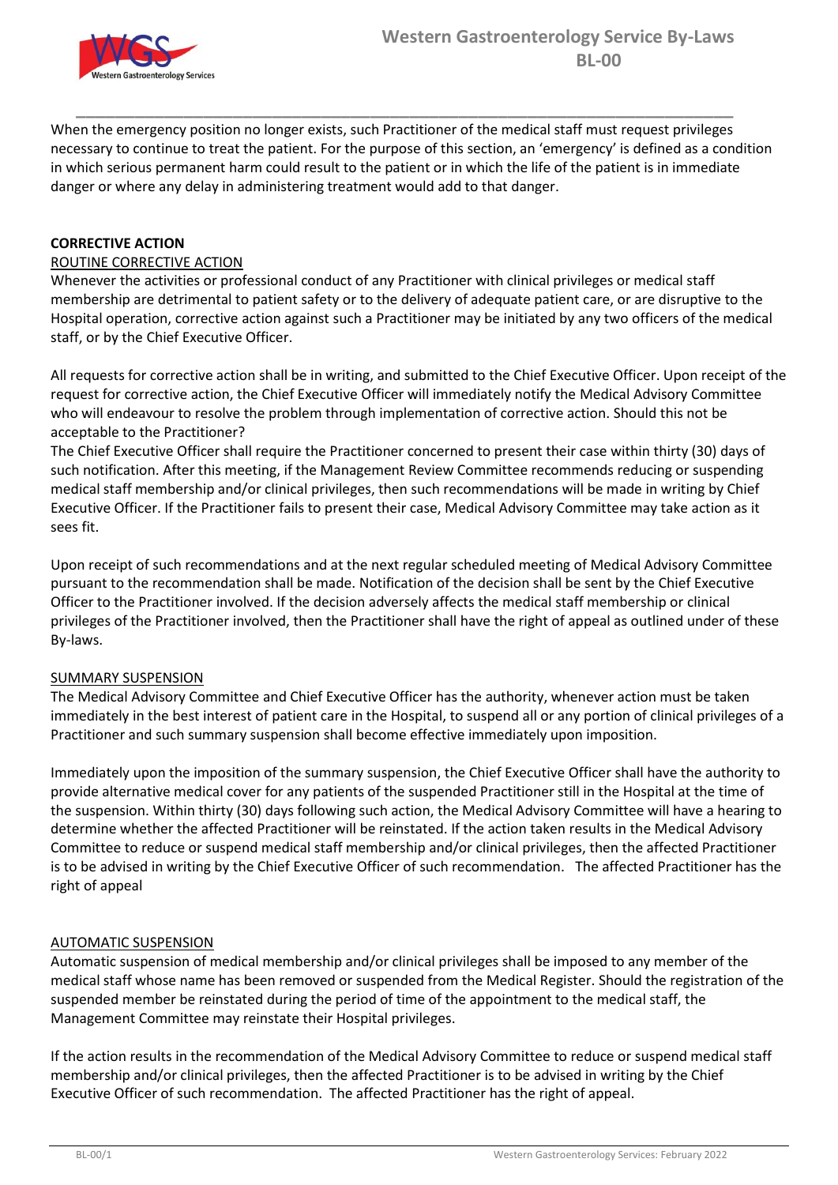When the emergency position no longer exists, such Practitioner of the medical staff must request privileges necessary to continue to treat the patient. For the purpose of this section, an 'emergency' is defined as a condition in which serious permanent harm could result to the patient or in which the life of the patient is in immediate danger or where any delay in administering treatment would add to that danger.

## CORRECTIVE ACTION

### ROUTINE CORRECTIVE ACTION

Whenever the activities or professional conduct of any Practitioner with clinical privileges or medical staff membership are detrimental to patient safety or to the delivery of adequate patient care, or are disruptive to the Hospital operation, corrective action against such a Practitioner may be initiated by any two officers of the medical staff, or by the Chief Executive Officer.

All requests for corrective action shall be in writing, and submitted to the Chief Executive Officer. Upon receipt of the request for corrective action, the Chief Executive Officer will immediately notify the Medical Advisory Committee who will endeavour to resolve the problem through implementation of corrective action. Should this not be acceptable to the Practitioner?
The Chief Executive Officer shall require the Practitioner concerned to present their case within thirty (30) days of such notification. After this meeting, if the Management Review Committee recommends reducing or suspending medical staff membership and/or clinical privileges, then such recommendations will be made in writing by Chief Executive Officer. If the Practitioner fails to present their case, Medical Advisory Committee may take action as it sees fit.

Upon receipt of such recommendations and at the next regular scheduled meeting of Medical Advisory Committee pursuant to the recommendation shall be made. Notification of the decision shall be sent by the Chief Executive Officer to the Practitioner involved. If the decision adversely affects the medical staff membership or clinical privileges of the Practitioner involved, then the Practitioner shall have the right of appeal as outlined under of these By-laws.

### SUMMARY SUSPENSION

The Medical Advisory Committee and Chief Executive Officer has the authority, whenever action must be taken immediately in the best interest of patient care in the Hospital, to suspend all or any portion of clinical privileges of a Practitioner and such summary suspension shall become effective immediately upon imposition.

Immediately upon the imposition of the summary suspension, the Chief Executive Officer shall have the authority to provide alternative medical cover for any patients of the suspended Practitioner still in the Hospital at the time of the suspension. Within thirty (30) days following such action, the Medical Advisory Committee will have a hearing to determine whether the affected Practitioner will be reinstated. If the action taken results in the Medical Advisory Committee to reduce or suspend medical staff membership and/or clinical privileges, then the affected Practitioner is to be advised in writing by the Chief Executive Officer of such recommendation. The affected Practitioner has the right of appeal

### AUTOMATIC SUSPENSION

Automatic suspension of medical membership and/or clinical privileges shall be imposed to any member of the medical staff whose name has been removed or suspended from the Medical Register. Should the registration of the suspended member be reinstated during the period of time of the appointment to the medical staff, the Management Committee may reinstate their Hospital privileges.

If the action results in the recommendation of the Medical Advisory Committee to reduce or suspend medical staff membership and/or clinical privileges, then the affected Practitioner is to be advised in writing by the Chief Executive Officer of such recommendation. The affected Practitioner has the right of appeal.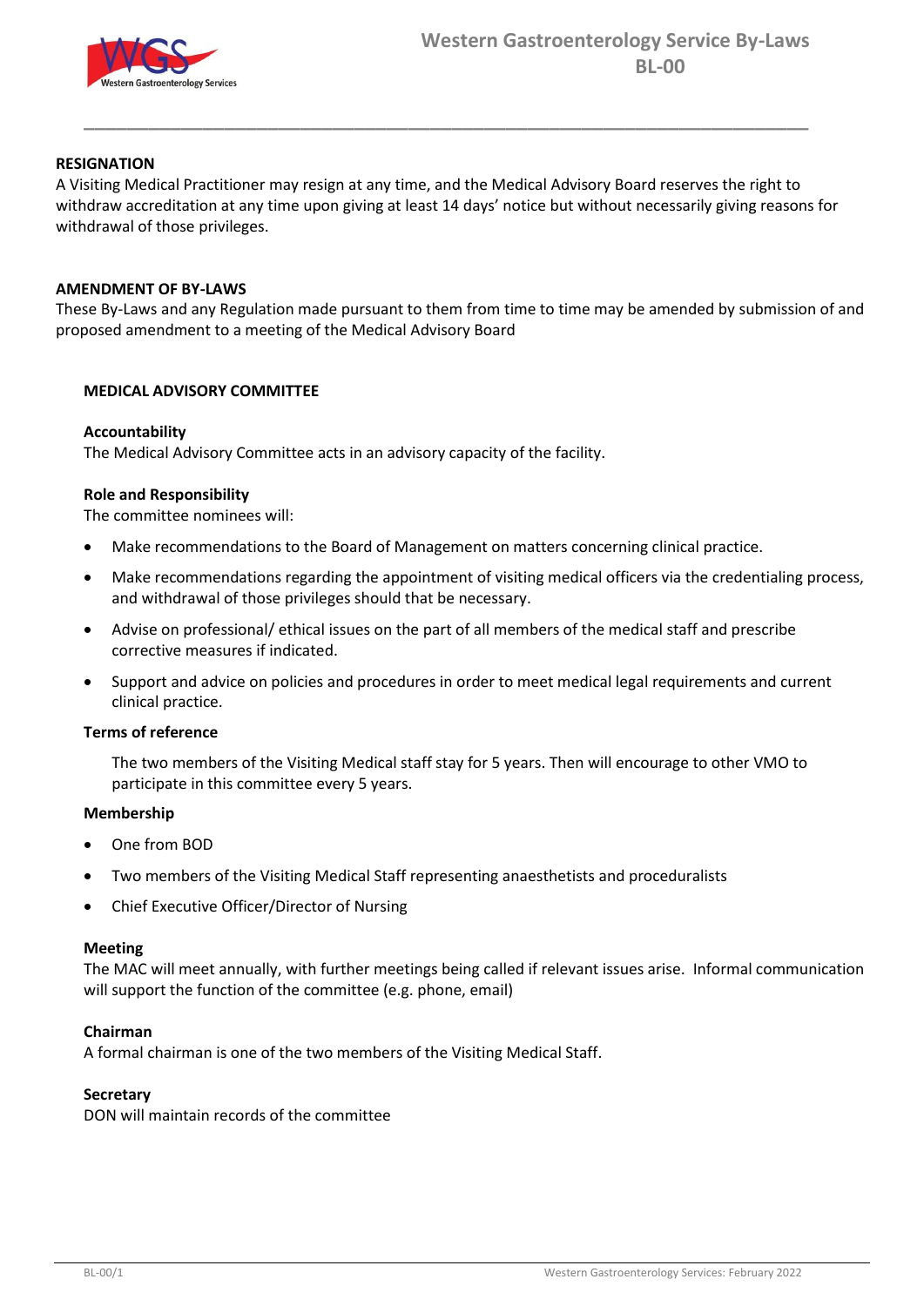**RESIGNATION**

A Visiting Medical Practitioner may resign at any time, and the Medical Advisory Board reserves the right to withdraw accreditation at any time upon giving at least 14 days' notice but without necessarily giving reasons for withdrawal of those privileges.

**AMENDMENT OF BY-LAWS**

These By-Laws and any Regulation made pursuant to them from time to time may be amended by submission of and proposed amendment to a meeting of the Medical Advisory Board

**MEDICAL ADVISORY COMMITTEE**

**Accountability**

The Medical Advisory Committee acts in an advisory capacity of the facility.

**Role and Responsibility**

The committee nominees will:

- Make recommendations to the Board of Management on matters concerning clinical practice.
- Make recommendations regarding the appointment of visiting medical officers via the credentialing process, and withdrawal of those privileges should that be necessary.
- Advise on professional/ ethical issues on the part of all members of the medical staff and prescribe corrective measures if indicated.
- Support and advice on policies and procedures in order to meet medical legal requirements and current clinical practice.

**Terms of reference**

The two members of the Visiting Medical staff stay for 5 years. Then will encourage to other VMO to participate in this committee every 5 years.

**Membership**

- One from BOD
- Two members of the Visiting Medical Staff representing anaesthetists and proceduralists
- Chief Executive Officer/Director of Nursing

**Meeting**

The MAC will meet annually, with further meetings being called if relevant issues arise. Informal communication will support the function of the committee (e.g. phone, email)

**Chairman**

A formal chairman is one of the two members of the Visiting Medical Staff.

**Secretary**

DON will maintain records of the committee